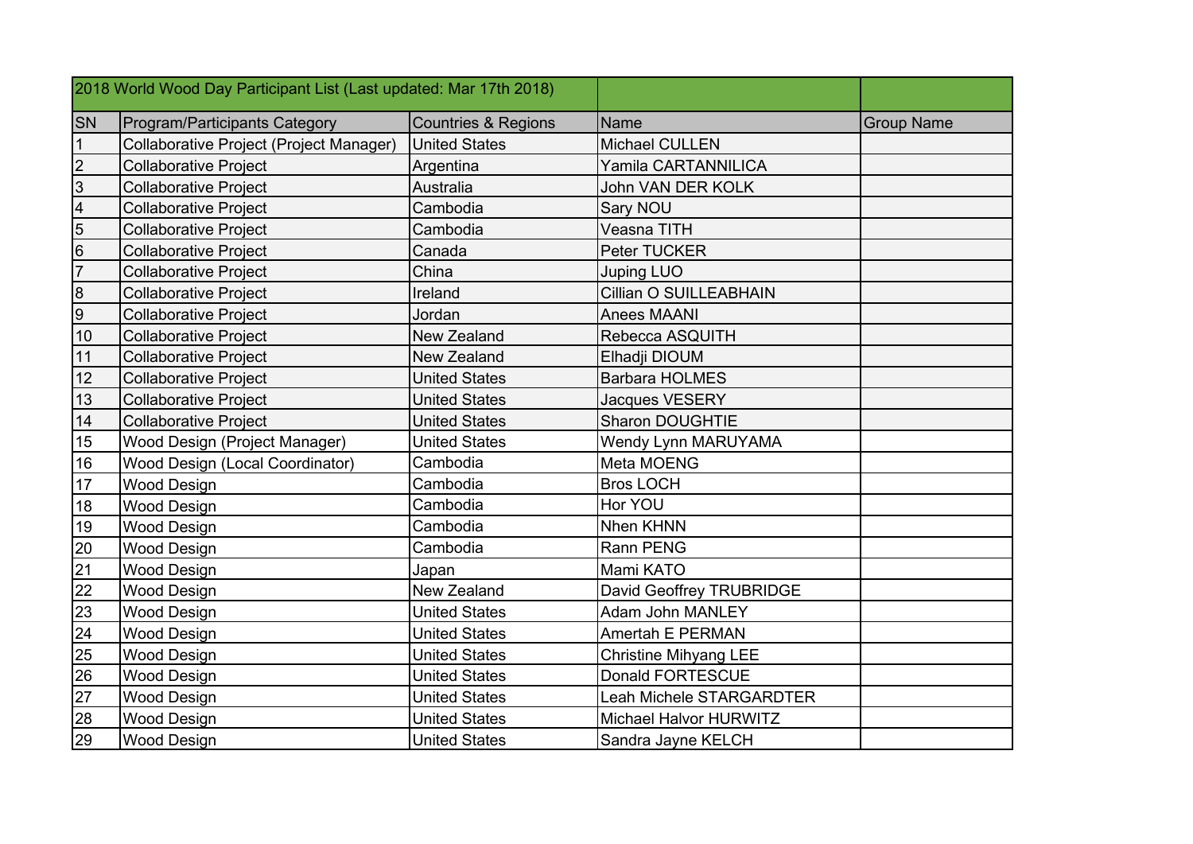| 2018 World Wood Day Participant List (Last updated: Mar 17th 2018) | | | | |
|---|---|---|---|---|
| SN | Program/Participants Category | Countries & Regions | Name | Group Name |
| 1 | Collaborative Project (Project Manager) | United States | Michael CULLEN | |
| 2 | Collaborative Project | Argentina | Yamila CARTANNILICA | |
| 3 | Collaborative Project | Australia | John VAN DER KOLK | |
| 4 | Collaborative Project | Cambodia | Sary NOU | |
| 5 | Collaborative Project | Cambodia | Veasna TITH | |
| 6 | Collaborative Project | Canada | Peter TUCKER | |
| 7 | Collaborative Project | China | Juping LUO | |
| 8 | Collaborative Project | Ireland | Cillian O SUILLEABHAIN | |
| 9 | Collaborative Project | Jordan | Anees MAANI | |
| 10 | Collaborative Project | New Zealand | Rebecca ASQUITH | |
| 11 | Collaborative Project | New Zealand | Elhadji DIOUM | |
| 12 | Collaborative Project | United States | Barbara HOLMES | |
| 13 | Collaborative Project | United States | Jacques VESERY | |
| 14 | Collaborative Project | United States | Sharon DOUGHTIE | |
| 15 | Wood Design (Project Manager) | United States | Wendy Lynn MARUYAMA | |
| 16 | Wood Design (Local Coordinator) | Cambodia | Meta MOENG | |
| 17 | Wood Design | Cambodia | Bros LOCH | |
| 18 | Wood Design | Cambodia | Hor YOU | |
| 19 | Wood Design | Cambodia | Nhen KHNN | |
| 20 | Wood Design | Cambodia | Rann PENG | |
| 21 | Wood Design | Japan | Mami KATO | |
| 22 | Wood Design | New Zealand | David Geoffrey TRUBRIDGE | |
| 23 | Wood Design | United States | Adam John MANLEY | |
| 24 | Wood Design | United States | Amertah E PERMAN | |
| 25 | Wood Design | United States | Christine Mihyang LEE | |
| 26 | Wood Design | United States | Donald FORTESCUE | |
| 27 | Wood Design | United States | Leah Michele STARGARDTER | |
| 28 | Wood Design | United States | Michael Halvor HURWITZ | |
| 29 | Wood Design | United States | Sandra Jayne KELCH | |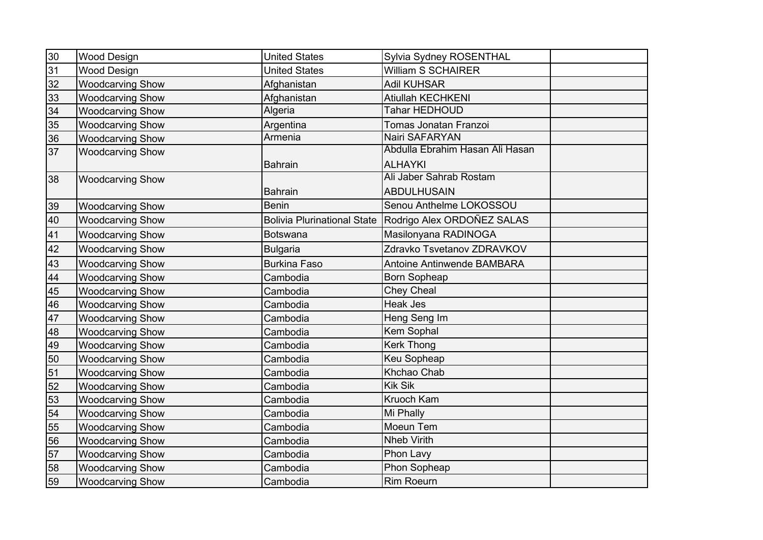| 30 | Wood Design | United States | Sylvia Sydney ROSENTHAL | |
|---|---|---|---|---|
| 31 | Wood Design | United States | William S SCHAIRER | |
| 32 | Woodcarving Show | Afghanistan | Adil KUHSAR | |
| 33 | Woodcarving Show | Afghanistan | Atiullah KECHKENI | |
| 34 | Woodcarving Show | Algeria | Tahar HEDHOUD | |
| 35 | Woodcarving Show | Argentina | Tomas Jonatan Franzoi | |
| 36 | Woodcarving Show | Armenia | Nairi SAFARYAN | |
| 37 | Woodcarving Show | Bahrain | Abdulla Ebrahim Hasan Ali Hasan ALHAYKI | |
| 38 | Woodcarving Show | Bahrain | Ali Jaber Sahrab Rostam ABDULHUSAIN | |
| 39 | Woodcarving Show | Benin | Senou Anthelme LOKOSSOU | |
| 40 | Woodcarving Show | Bolivia Plurinational State | Rodrigo Alex ORDOÑEZ SALAS | |
| 41 | Woodcarving Show | Botswana | Masilonyana RADINOGA | |
| 42 | Woodcarving Show | Bulgaria | Zdravko Tsvetanov ZDRAVKOV | |
| 43 | Woodcarving Show | Burkina Faso | Antoine Antinwende BAMBARA | |
| 44 | Woodcarving Show | Cambodia | Born Sopheap | |
| 45 | Woodcarving Show | Cambodia | Chey Cheal | |
| 46 | Woodcarving Show | Cambodia | Heak Jes | |
| 47 | Woodcarving Show | Cambodia | Heng Seng Im | |
| 48 | Woodcarving Show | Cambodia | Kem Sophal | |
| 49 | Woodcarving Show | Cambodia | Kerk Thong | |
| 50 | Woodcarving Show | Cambodia | Keu Sopheap | |
| 51 | Woodcarving Show | Cambodia | Khchao Chab | |
| 52 | Woodcarving Show | Cambodia | Kik Sik | |
| 53 | Woodcarving Show | Cambodia | Kruoch Kam | |
| 54 | Woodcarving Show | Cambodia | Mi Phally | |
| 55 | Woodcarving Show | Cambodia | Moeun Tem | |
| 56 | Woodcarving Show | Cambodia | Nheb Virith | |
| 57 | Woodcarving Show | Cambodia | Phon Lavy | |
| 58 | Woodcarving Show | Cambodia | Phon Sopheap | |
| 59 | Woodcarving Show | Cambodia | Rim Roeurn | |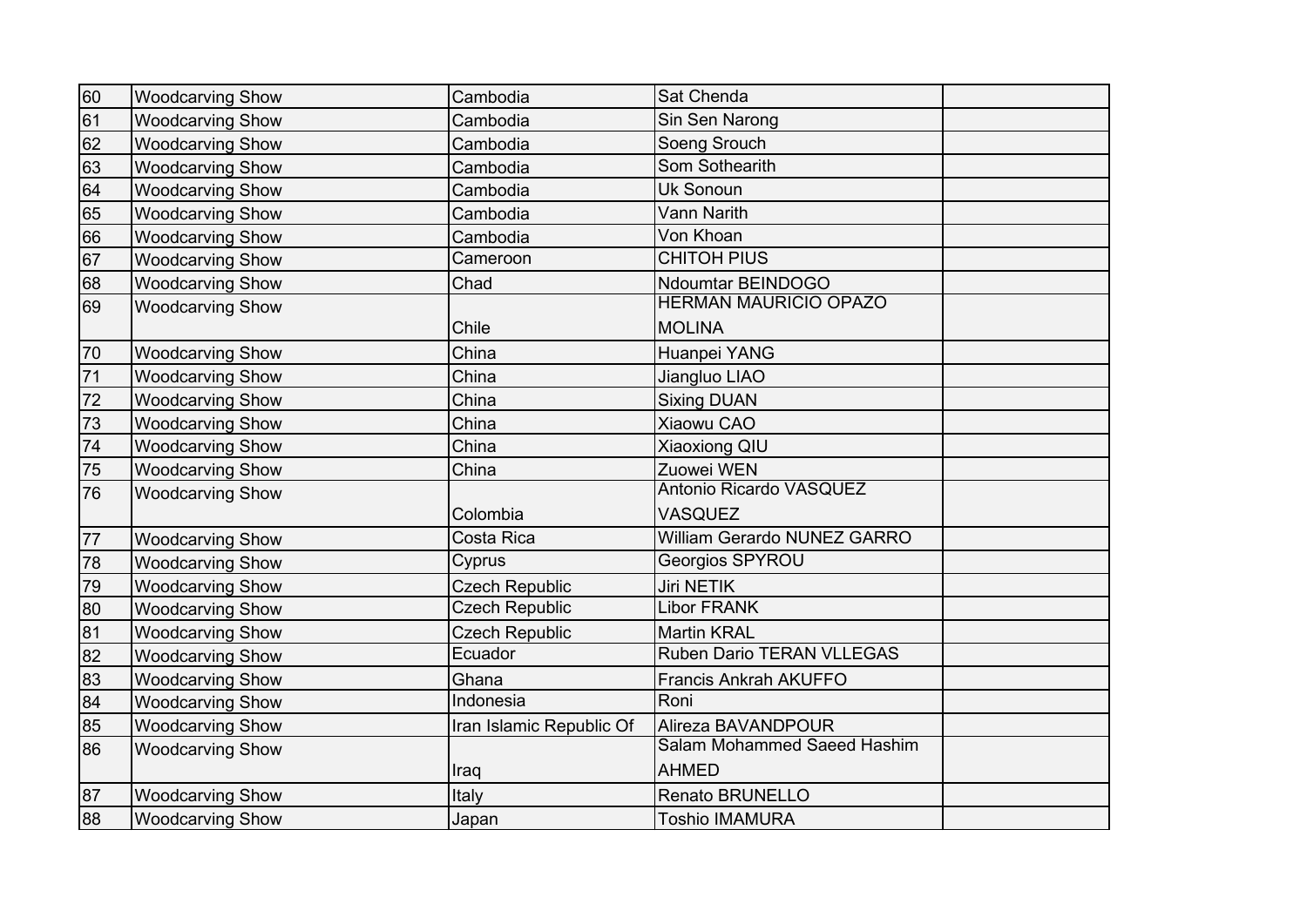| | | | | |
|---|---|---|---|---|
| 60 | Woodcarving Show | Cambodia | Sat Chenda | |
| 61 | Woodcarving Show | Cambodia | Sin Sen Narong | |
| 62 | Woodcarving Show | Cambodia | Soeng Srouch | |
| 63 | Woodcarving Show | Cambodia | Som Sothearith | |
| 64 | Woodcarving Show | Cambodia | Uk Sonoun | |
| 65 | Woodcarving Show | Cambodia | Vann Narith | |
| 66 | Woodcarving Show | Cambodia | Von Khoan | |
| 67 | Woodcarving Show | Cameroon | CHITOH PIUS | |
| 68 | Woodcarving Show | Chad | Ndoumtar BEINDOGO | |
| 69 | Woodcarving Show | Chile | HERMAN MAURICIO OPAZO MOLINA | |
| 70 | Woodcarving Show | China | Huanpei YANG | |
| 71 | Woodcarving Show | China | Jiangluo LIAO | |
| 72 | Woodcarving Show | China | Sixing DUAN | |
| 73 | Woodcarving Show | China | Xiaowu CAO | |
| 74 | Woodcarving Show | China | Xiaoxiong QIU | |
| 75 | Woodcarving Show | China | Zuowei WEN | |
| 76 | Woodcarving Show | Colombia | Antonio Ricardo VASQUEZ VASQUEZ | |
| 77 | Woodcarving Show | Costa Rica | William Gerardo NUNEZ GARRO | |
| 78 | Woodcarving Show | Cyprus | Georgios SPYROU | |
| 79 | Woodcarving Show | Czech Republic | Jiri NETIK | |
| 80 | Woodcarving Show | Czech Republic | Libor FRANK | |
| 81 | Woodcarving Show | Czech Republic | Martin KRAL | |
| 82 | Woodcarving Show | Ecuador | Ruben Dario TERAN VLLEGAS | |
| 83 | Woodcarving Show | Ghana | Francis Ankrah AKUFFO | |
| 84 | Woodcarving Show | Indonesia | Roni | |
| 85 | Woodcarving Show | Iran Islamic Republic Of | Alireza BAVANDPOUR | |
| 86 | Woodcarving Show | Iraq | Salam Mohammed Saeed Hashim AHMED | |
| 87 | Woodcarving Show | Italy | Renato BRUNELLO | |
| 88 | Woodcarving Show | Japan | Toshio IMAMURA | |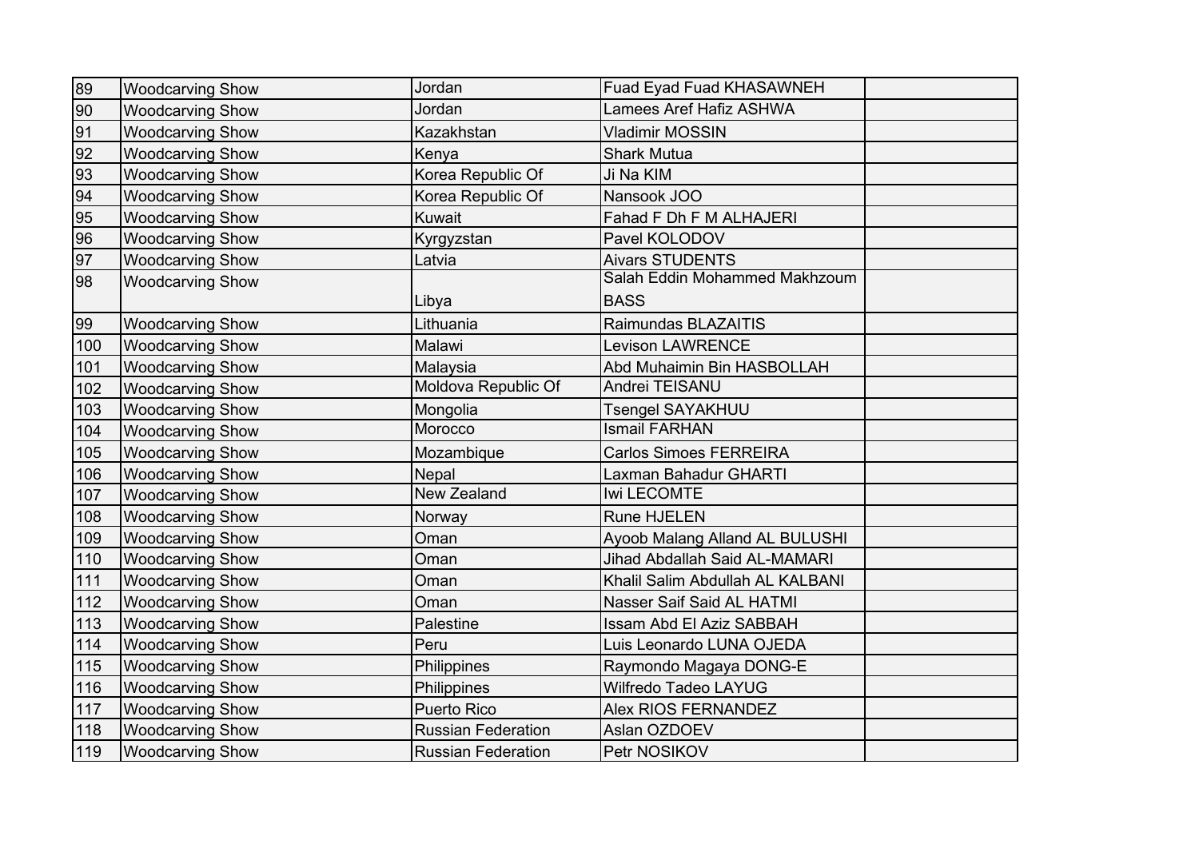| | | | | |
|---|---|---|---|---|
| 89 | Woodcarving Show | Jordan | Fuad Eyad Fuad KHASAWNEH | |
| 90 | Woodcarving Show | Jordan | Lamees Aref Hafiz ASHWA | |
| 91 | Woodcarving Show | Kazakhstan | Vladimir MOSSIN | |
| 92 | Woodcarving Show | Kenya | Shark Mutua | |
| 93 | Woodcarving Show | Korea Republic Of | Ji Na KIM | |
| 94 | Woodcarving Show | Korea Republic Of | Nansook JOO | |
| 95 | Woodcarving Show | Kuwait | Fahad F Dh F M ALHAJERI | |
| 96 | Woodcarving Show | Kyrgyzstan | Pavel KOLODOV | |
| 97 | Woodcarving Show | Latvia | Aivars STUDENTS | |
| 98 | Woodcarving Show | Libya | Salah Eddin Mohammed Makhzoum BASS | |
| 99 | Woodcarving Show | Lithuania | Raimundas BLAZAITIS | |
| 100 | Woodcarving Show | Malawi | Levison LAWRENCE | |
| 101 | Woodcarving Show | Malaysia | Abd Muhaimin Bin HASBOLLAH | |
| 102 | Woodcarving Show | Moldova Republic Of | Andrei TEISANU | |
| 103 | Woodcarving Show | Mongolia | Tsengel SAYAKHUU | |
| 104 | Woodcarving Show | Morocco | Ismail FARHAN | |
| 105 | Woodcarving Show | Mozambique | Carlos Simoes FERREIRA | |
| 106 | Woodcarving Show | Nepal | Laxman Bahadur GHARTI | |
| 107 | Woodcarving Show | New Zealand | Iwi LECOMTE | |
| 108 | Woodcarving Show | Norway | Rune HJELEN | |
| 109 | Woodcarving Show | Oman | Ayoob Malang Alland AL BULUSHI | |
| 110 | Woodcarving Show | Oman | Jihad Abdallah Said AL-MAMARI | |
| 111 | Woodcarving Show | Oman | Khalil Salim Abdullah AL KALBANI | |
| 112 | Woodcarving Show | Oman | Nasser Saif Said AL HATMI | |
| 113 | Woodcarving Show | Palestine | Issam Abd El Aziz SABBAH | |
| 114 | Woodcarving Show | Peru | Luis Leonardo LUNA OJEDA | |
| 115 | Woodcarving Show | Philippines | Raymondo Magaya DONG-E | |
| 116 | Woodcarving Show | Philippines | Wilfredo Tadeo LAYUG | |
| 117 | Woodcarving Show | Puerto Rico | Alex RIOS FERNANDEZ | |
| 118 | Woodcarving Show | Russian Federation | Aslan OZDOEV | |
| 119 | Woodcarving Show | Russian Federation | Petr NOSIKOV | |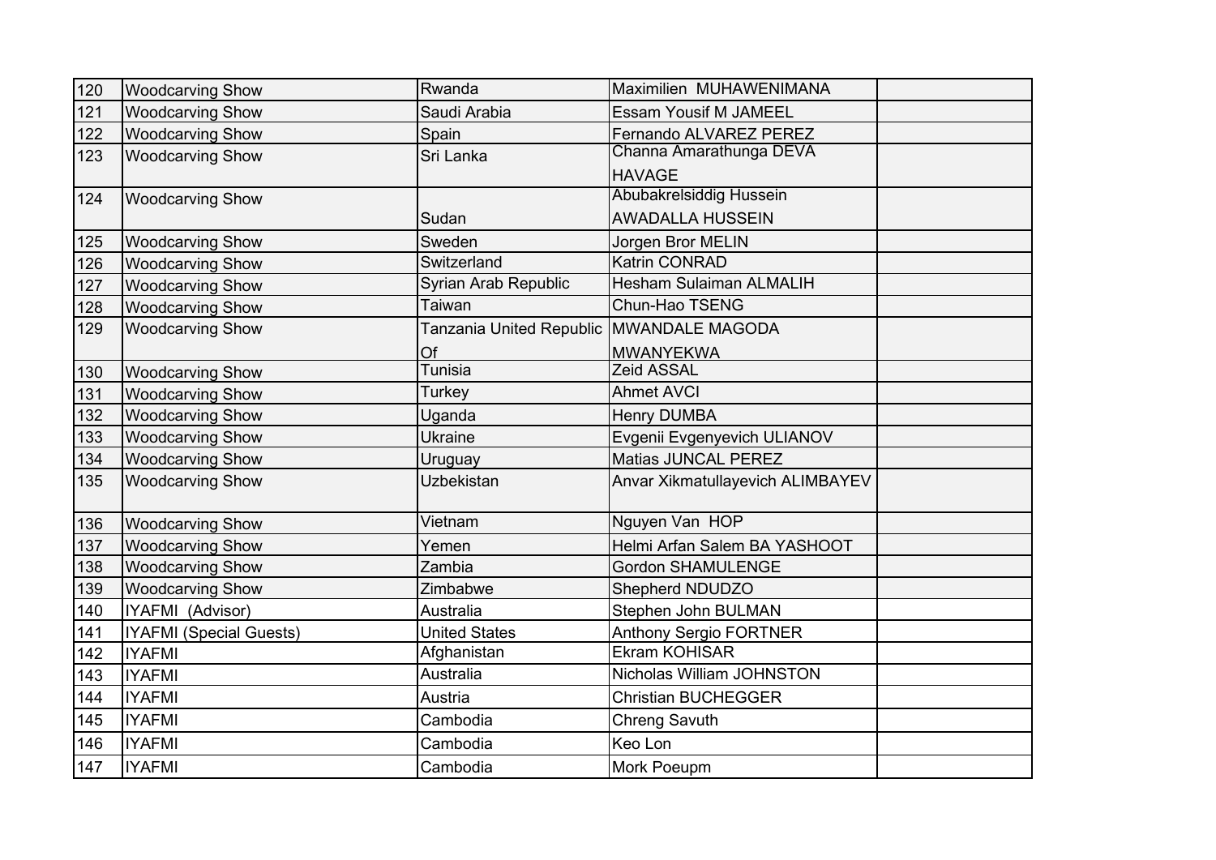| 120 | Woodcarving Show | Rwanda | Maximilien MUHAWENIMANA | |
|---|---|---|---|---|
| 121 | Woodcarving Show | Saudi Arabia | Essam Yousif M JAMEEL | |
| 122 | Woodcarving Show | Spain | Fernando ALVAREZ PEREZ | |
| 123 | Woodcarving Show | Sri Lanka | Channa Amarathunga DEVA HAVAGE | |
| 124 | Woodcarving Show | Sudan | Abubakrelsiddig Hussein AWADALLA HUSSEIN | |
| 125 | Woodcarving Show | Sweden | Jorgen Bror MELIN | |
| 126 | Woodcarving Show | Switzerland | Katrin CONRAD | |
| 127 | Woodcarving Show | Syrian Arab Republic | Hesham Sulaiman ALMALIH | |
| 128 | Woodcarving Show | Taiwan | Chun-Hao TSENG | |
| 129 | Woodcarving Show | Tanzania United Republic Of | MWANDALE MAGODA MWANYEKWA | |
| 130 | Woodcarving Show | Tunisia | Zeid ASSAL | |
| 131 | Woodcarving Show | Turkey | Ahmet AVCI | |
| 132 | Woodcarving Show | Uganda | Henry DUMBA | |
| 133 | Woodcarving Show | Ukraine | Evgenii Evgenyevich ULIANOV | |
| 134 | Woodcarving Show | Uruguay | Matias JUNCAL PEREZ | |
| 135 | Woodcarving Show | Uzbekistan | Anvar Xikmatullayevich ALIMBAYEV | |
| 136 | Woodcarving Show | Vietnam | Nguyen Van HOP | |
| 137 | Woodcarving Show | Yemen | Helmi Arfan Salem BA YASHOOT | |
| 138 | Woodcarving Show | Zambia | Gordon SHAMULENGE | |
| 139 | Woodcarving Show | Zimbabwe | Shepherd NDUDZO | |
| 140 | IYAFMI (Advisor) | Australia | Stephen John BULMAN | |
| 141 | IYAFMI (Special Guests) | United States | Anthony Sergio FORTNER | |
| 142 | IYAFMI | Afghanistan | Ekram KOHISAR | |
| 143 | IYAFMI | Australia | Nicholas William JOHNSTON | |
| 144 | IYAFMI | Austria | Christian BUCHEGGER | |
| 145 | IYAFMI | Cambodia | Chreng Savuth | |
| 146 | IYAFMI | Cambodia | Keo Lon | |
| 147 | IYAFMI | Cambodia | Mork Poeupm | |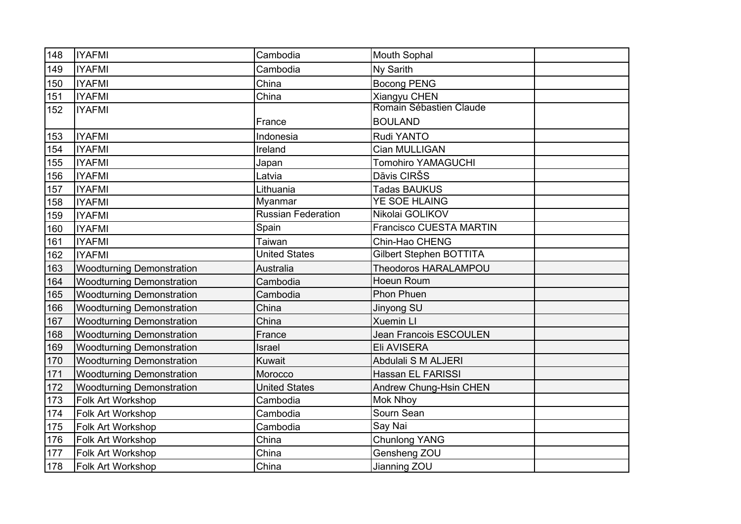| 148 | IYAFMI | Cambodia | Mouth Sophal | |
|---|---|---|---|---|
| 149 | IYAFMI | Cambodia | Ny Sarith | |
| 150 | IYAFMI | China | Bocong PENG | |
| 151 | IYAFMI | China | Xiangyu CHEN | |
| 152 | IYAFMI | France | Romain Sébastien Claude BOULAND | |
| 153 | IYAFMI | Indonesia | Rudi YANTO | |
| 154 | IYAFMI | Ireland | Cian MULLIGAN | |
| 155 | IYAFMI | Japan | Tomohiro YAMAGUCHI | |
| 156 | IYAFMI | Latvia | Dāvis CIRŠS | |
| 157 | IYAFMI | Lithuania | Tadas BAUKUS | |
| 158 | IYAFMI | Myanmar | YE SOE HLAING | |
| 159 | IYAFMI | Russian Federation | Nikolai GOLIKOV | |
| 160 | IYAFMI | Spain | Francisco CUESTA MARTIN | |
| 161 | IYAFMI | Taiwan | Chin-Hao CHENG | |
| 162 | IYAFMI | United States | Gilbert Stephen BOTTITA | |
| 163 | Woodturning Demonstration | Australia | Theodoros HARALAMPOU | |
| 164 | Woodturning Demonstration | Cambodia | Hoeun Roum | |
| 165 | Woodturning Demonstration | Cambodia | Phon Phuen | |
| 166 | Woodturning Demonstration | China | Jinyong SU | |
| 167 | Woodturning Demonstration | China | Xuemin LI | |
| 168 | Woodturning Demonstration | France | Jean Francois ESCOULEN | |
| 169 | Woodturning Demonstration | Israel | Eli AVISERA | |
| 170 | Woodturning Demonstration | Kuwait | Abdulali S M ALJERI | |
| 171 | Woodturning Demonstration | Morocco | Hassan EL FARISSI | |
| 172 | Woodturning Demonstration | United States | Andrew Chung-Hsin CHEN | |
| 173 | Folk Art Workshop | Cambodia | Mok Nhoy | |
| 174 | Folk Art Workshop | Cambodia | Sourn Sean | |
| 175 | Folk Art Workshop | Cambodia | Say Nai | |
| 176 | Folk Art Workshop | China | Chunlong YANG | |
| 177 | Folk Art Workshop | China | Gensheng ZOU | |
| 178 | Folk Art Workshop | China | Jianning ZOU | |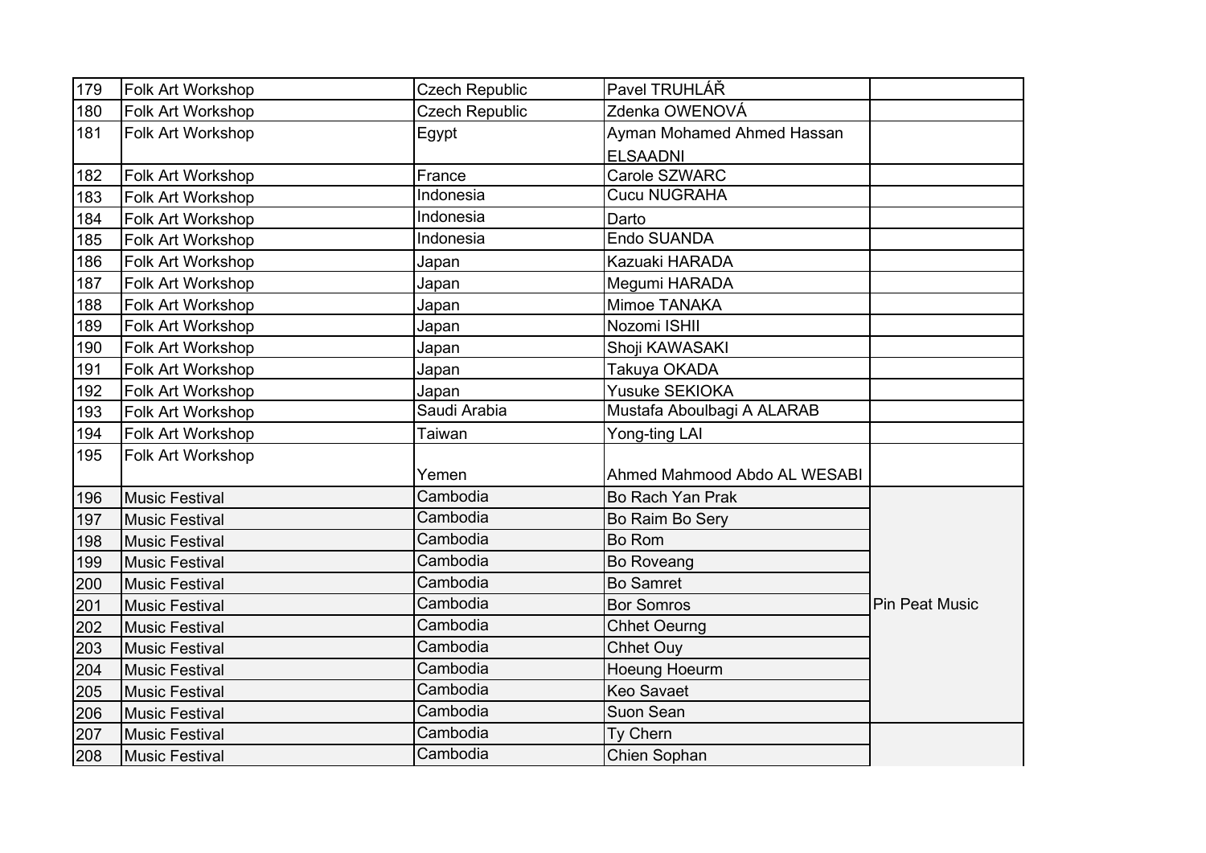| 179 | Folk Art Workshop | Czech Republic | Pavel TRUHLÁŘ | |
|---|---|---|---|---|
| 180 | Folk Art Workshop | Czech Republic | Zdenka OWENOVÁ | |
| 181 | Folk Art Workshop | Egypt | Ayman Mohamed Ahmed Hassan ELSAADNI | |
| 182 | Folk Art Workshop | France | Carole SZWARC | |
| 183 | Folk Art Workshop | Indonesia | Cucu NUGRAHA | |
| 184 | Folk Art Workshop | Indonesia | Darto | |
| 185 | Folk Art Workshop | Indonesia | Endo SUANDA | |
| 186 | Folk Art Workshop | Japan | Kazuaki HARADA | |
| 187 | Folk Art Workshop | Japan | Megumi HARADA | |
| 188 | Folk Art Workshop | Japan | Mimoe TANAKA | |
| 189 | Folk Art Workshop | Japan | Nozomi ISHII | |
| 190 | Folk Art Workshop | Japan | Shoji KAWASAKI | |
| 191 | Folk Art Workshop | Japan | Takuya OKADA | |
| 192 | Folk Art Workshop | Japan | Yusuke SEKIOKA | |
| 193 | Folk Art Workshop | Saudi Arabia | Mustafa Aboulbagi A ALARAB | |
| 194 | Folk Art Workshop | Taiwan | Yong-ting LAI | |
| 195 | Folk Art Workshop | Yemen | Ahmed Mahmood Abdo AL WESABI | |
| 196 | Music Festival | Cambodia | Bo Rach Yan Prak | Pin Peat Music |
| 197 | Music Festival | Cambodia | Bo Raim Bo Sery | |
| 198 | Music Festival | Cambodia | Bo Rom | |
| 199 | Music Festival | Cambodia | Bo Roveang | |
| 200 | Music Festival | Cambodia | Bo Samret | |
| 201 | Music Festival | Cambodia | Bor Somros | |
| 202 | Music Festival | Cambodia | Chhet Oeurng | |
| 203 | Music Festival | Cambodia | Chhet Ouy | |
| 204 | Music Festival | Cambodia | Hoeung Hoeurm | |
| 205 | Music Festival | Cambodia | Keo Savaet | |
| 206 | Music Festival | Cambodia | Suon Sean | |
| 207 | Music Festival | Cambodia | Ty Chern | |
| 208 | Music Festival | Cambodia | Chien Sophan | |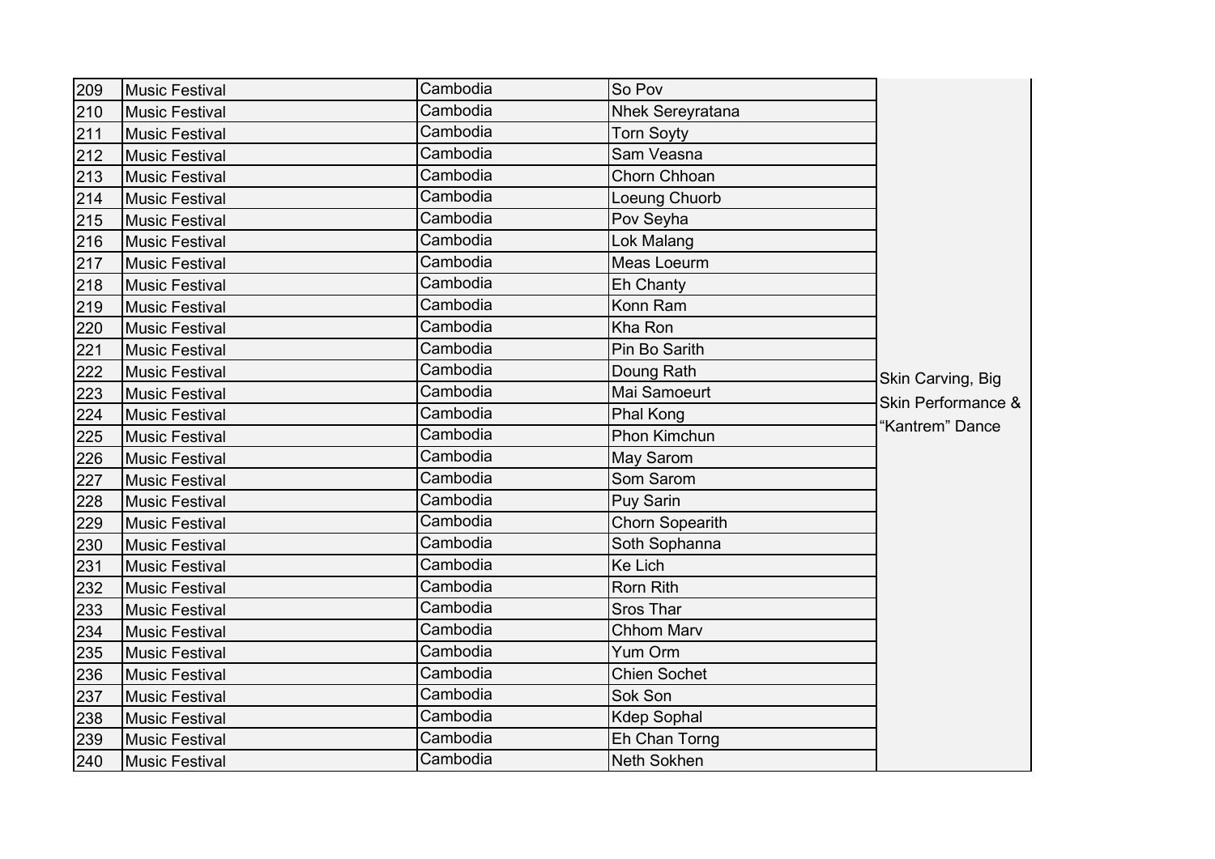| | | | | |
|---|---|---|---|---|
| 209 | Music Festival | Cambodia | So Pov | Skin Carving, Big Skin Performance & "Kantrem" Dance |
| 210 | Music Festival | Cambodia | Nhek Sereyratana | |
| 211 | Music Festival | Cambodia | Torn Soyty | |
| 212 | Music Festival | Cambodia | Sam Veasna | |
| 213 | Music Festival | Cambodia | Chorn Chhoan | |
| 214 | Music Festival | Cambodia | Loeung Chuorb | |
| 215 | Music Festival | Cambodia | Pov Seyha | |
| 216 | Music Festival | Cambodia | Lok Malang | |
| 217 | Music Festival | Cambodia | Meas Loeurm | |
| 218 | Music Festival | Cambodia | Eh Chanty | |
| 219 | Music Festival | Cambodia | Konn Ram | |
| 220 | Music Festival | Cambodia | Kha Ron | |
| 221 | Music Festival | Cambodia | Pin Bo Sarith | |
| 222 | Music Festival | Cambodia | Doung Rath | |
| 223 | Music Festival | Cambodia | Mai Samoeurt | |
| 224 | Music Festival | Cambodia | Phal Kong | |
| 225 | Music Festival | Cambodia | Phon Kimchun | |
| 226 | Music Festival | Cambodia | May Sarom | |
| 227 | Music Festival | Cambodia | Som Sarom | |
| 228 | Music Festival | Cambodia | Puy Sarin | |
| 229 | Music Festival | Cambodia | Chorn Sopearith | |
| 230 | Music Festival | Cambodia | Soth Sophanna | |
| 231 | Music Festival | Cambodia | Ke Lich | |
| 232 | Music Festival | Cambodia | Rorn Rith | |
| 233 | Music Festival | Cambodia | Sros Thar | |
| 234 | Music Festival | Cambodia | Chhom Marv | |
| 235 | Music Festival | Cambodia | Yum Orm | |
| 236 | Music Festival | Cambodia | Chien Sochet | |
| 237 | Music Festival | Cambodia | Sok Son | |
| 238 | Music Festival | Cambodia | Kdep Sophal | |
| 239 | Music Festival | Cambodia | Eh Chan Torng | |
| 240 | Music Festival | Cambodia | Neth Sokhen | |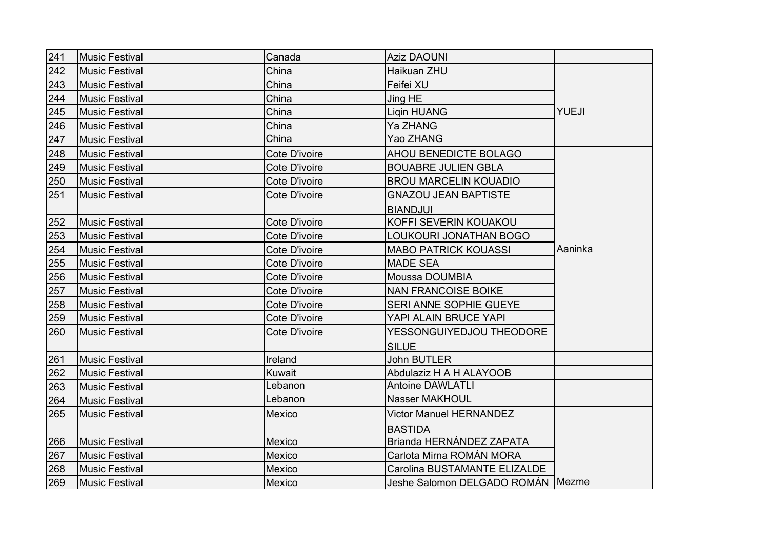| 241 | Music Festival | Canada | Aziz DAOUNI | |
|---|---|---|---|---|
| 242 | Music Festival | China | Haikuan ZHU | |
| 243 | Music Festival | China | Feifei XU | YUEJI |
| 244 | Music Festival | China | Jing HE | |
| 245 | Music Festival | China | Liqin HUANG | |
| 246 | Music Festival | China | Ya ZHANG | |
| 247 | Music Festival | China | Yao ZHANG | |
| 248 | Music Festival | Cote D'ivoire | AHOU BENEDICTE BOLAGO | Aaninka |
| 249 | Music Festival | Cote D'ivoire | BOUABRE JULIEN GBLA | |
| 250 | Music Festival | Cote D'ivoire | BROU MARCELIN KOUADIO | |
| 251 | Music Festival | Cote D'ivoire | GNAZOU JEAN BAPTISTE BIANDJUI | |
| 252 | Music Festival | Cote D'ivoire | KOFFI SEVERIN KOUAKOU | |
| 253 | Music Festival | Cote D'ivoire | LOUKOURI JONATHAN BOGO | |
| 254 | Music Festival | Cote D'ivoire | MABO PATRICK KOUASSI | |
| 255 | Music Festival | Cote D'ivoire | MADE SEA | |
| 256 | Music Festival | Cote D'ivoire | Moussa DOUMBIA | |
| 257 | Music Festival | Cote D'ivoire | NAN FRANCOISE BOIKE | |
| 258 | Music Festival | Cote D'ivoire | SERI ANNE SOPHIE GUEYE | |
| 259 | Music Festival | Cote D'ivoire | YAPI ALAIN BRUCE YAPI | |
| 260 | Music Festival | Cote D'ivoire | YESSONGUIYEDJOU THEODORE SILUE | |
| 261 | Music Festival | Ireland | John BUTLER | |
| 262 | Music Festival | Kuwait | Abdulaziz H A H ALAYOOB | |
| 263 | Music Festival | Lebanon | Antoine DAWLATLI | |
| 264 | Music Festival | Lebanon | Nasser MAKHOUL | |
| 265 | Music Festival | Mexico | Victor Manuel HERNANDEZ BASTIDA | Mezme |
| 266 | Music Festival | Mexico | Brianda HERNÁNDEZ ZAPATA | |
| 267 | Music Festival | Mexico | Carlota Mirna ROMÁN MORA | |
| 268 | Music Festival | Mexico | Carolina BUSTAMANTE ELIZALDE | |
| 269 | Music Festival | Mexico | Jeshe Salomon DELGADO ROMÁN | |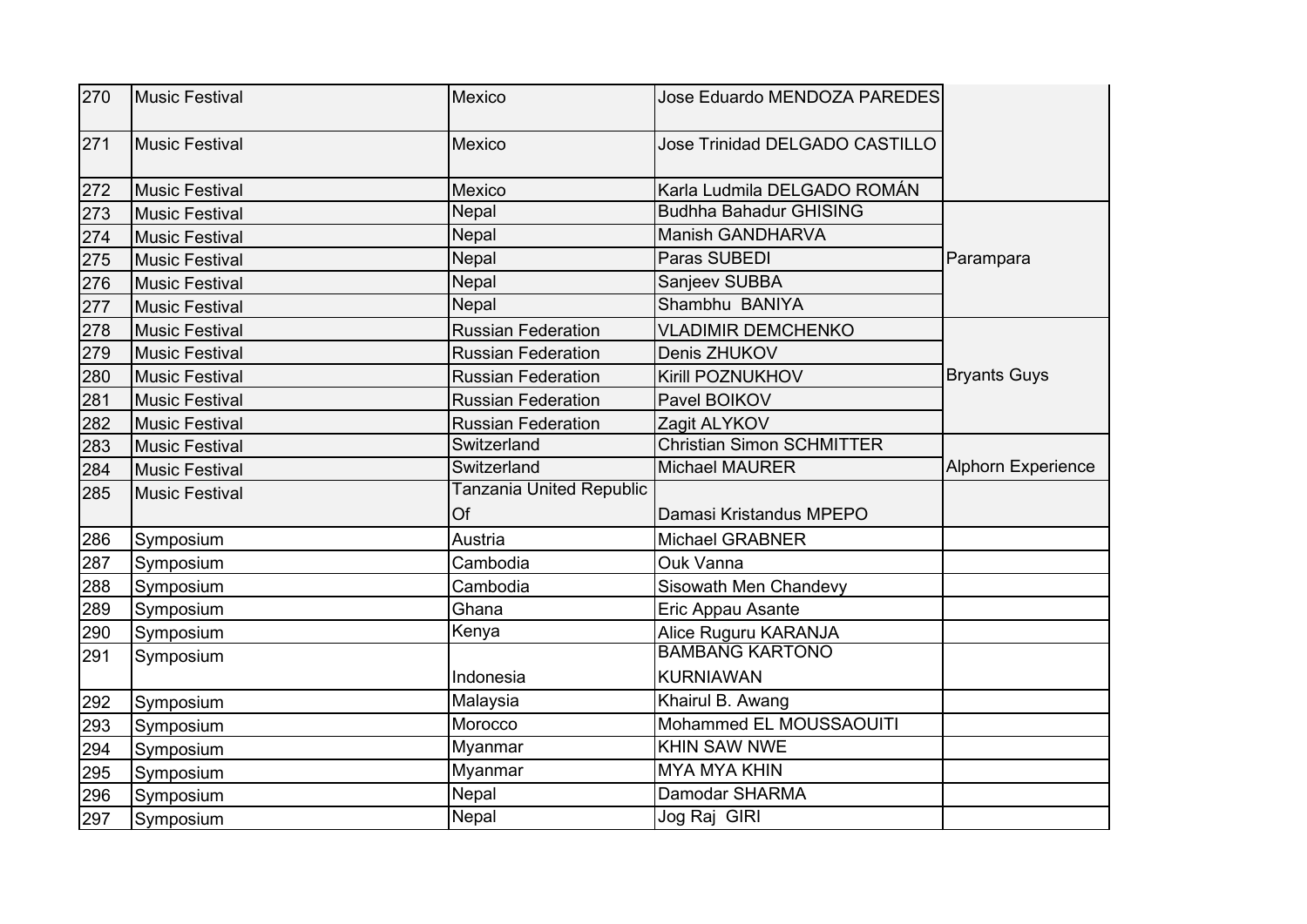| | | | | |
|---|---|---|---|---|
| 270 | Music Festival | Mexico | Jose Eduardo MENDOZA PAREDES | |
| 271 | Music Festival | Mexico | Jose Trinidad DELGADO CASTILLO | |
| 272 | Music Festival | Mexico | Karla Ludmila DELGADO ROMÁN | |
| 273 | Music Festival | Nepal | Budhha Bahadur GHISING | Parampara |
| 274 | Music Festival | Nepal | Manish GANDHARVA | |
| 275 | Music Festival | Nepal | Paras SUBEDI | |
| 276 | Music Festival | Nepal | Sanjeev SUBBA | |
| 277 | Music Festival | Nepal | Shambhu BANIYA | |
| 278 | Music Festival | Russian Federation | VLADIMIR DEMCHENKO | Bryants Guys |
| 279 | Music Festival | Russian Federation | Denis ZHUKOV | |
| 280 | Music Festival | Russian Federation | Kirill POZNUKHOV | |
| 281 | Music Festival | Russian Federation | Pavel BOIKOV | |
| 282 | Music Festival | Russian Federation | Zagit ALYKOV | |
| 283 | Music Festival | Switzerland | Christian Simon SCHMITTER | Alphorn Experience |
| 284 | Music Festival | Switzerland | Michael MAURER | |
| 285 | Music Festival | Tanzania United Republic Of | Damasi Kristandus MPEPO | |
| 286 | Symposium | Austria | Michael GRABNER | |
| 287 | Symposium | Cambodia | Ouk Vanna | |
| 288 | Symposium | Cambodia | Sisowath Men Chandevy | |
| 289 | Symposium | Ghana | Eric Appau Asante | |
| 290 | Symposium | Kenya | Alice Ruguru KARANJA | |
| 291 | Symposium | Indonesia | BAMBANG KARTONO KURNIAWAN | |
| 292 | Symposium | Malaysia | Khairul B. Awang | |
| 293 | Symposium | Morocco | Mohammed EL MOUSSAOUITI | |
| 294 | Symposium | Myanmar | KHIN SAW NWE | |
| 295 | Symposium | Myanmar | MYA MYA KHIN | |
| 296 | Symposium | Nepal | Damodar SHARMA | |
| 297 | Symposium | Nepal | Jog Raj GIRI | |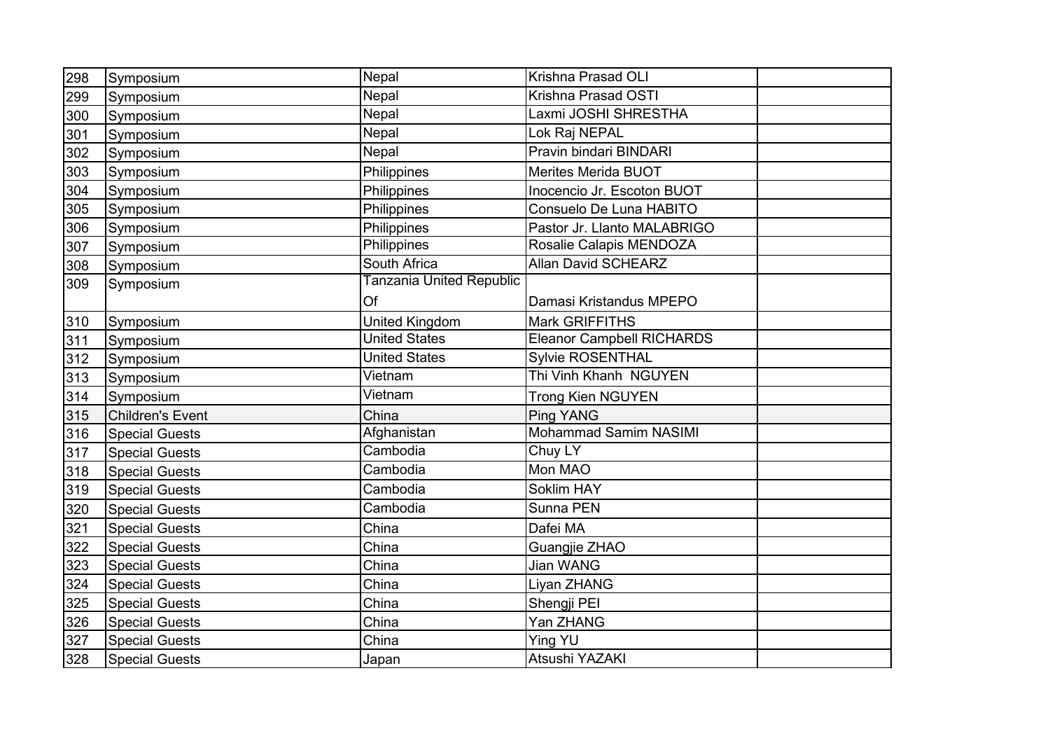| | | | | |
|---|---|---|---|---|
| 298 | Symposium | Nepal | Krishna Prasad OLI | |
| 299 | Symposium | Nepal | Krishna Prasad OSTI | |
| 300 | Symposium | Nepal | Laxmi JOSHI SHRESTHA | |
| 301 | Symposium | Nepal | Lok Raj NEPAL | |
| 302 | Symposium | Nepal | Pravin bindari BINDARI | |
| 303 | Symposium | Philippines | Merites Merida BUOT | |
| 304 | Symposium | Philippines | Inocencio Jr. Escoton BUOT | |
| 305 | Symposium | Philippines | Consuelo De Luna HABITO | |
| 306 | Symposium | Philippines | Pastor Jr. Llanto MALABRIGO | |
| 307 | Symposium | Philippines | Rosalie Calapis MENDOZA | |
| 308 | Symposium | South Africa | Allan David SCHEARZ | |
| 309 | Symposium | Tanzania United Republic Of | Damasi Kristandus MPEPO | |
| 310 | Symposium | United Kingdom | Mark GRIFFITHS | |
| 311 | Symposium | United States | Eleanor Campbell RICHARDS | |
| 312 | Symposium | United States | Sylvie ROSENTHAL | |
| 313 | Symposium | Vietnam | Thi Vinh Khanh NGUYEN | |
| 314 | Symposium | Vietnam | Trong Kien NGUYEN | |
| 315 | Children's Event | China | Ping YANG | |
| 316 | Special Guests | Afghanistan | Mohammad Samim NASIMI | |
| 317 | Special Guests | Cambodia | Chuy LY | |
| 318 | Special Guests | Cambodia | Mon MAO | |
| 319 | Special Guests | Cambodia | Soklim HAY | |
| 320 | Special Guests | Cambodia | Sunna PEN | |
| 321 | Special Guests | China | Dafei MA | |
| 322 | Special Guests | China | Guangjie ZHAO | |
| 323 | Special Guests | China | Jian WANG | |
| 324 | Special Guests | China | Liyan ZHANG | |
| 325 | Special Guests | China | Shengji PEI | |
| 326 | Special Guests | China | Yan ZHANG | |
| 327 | Special Guests | China | Ying YU | |
| 328 | Special Guests | Japan | Atsushi YAZAKI | |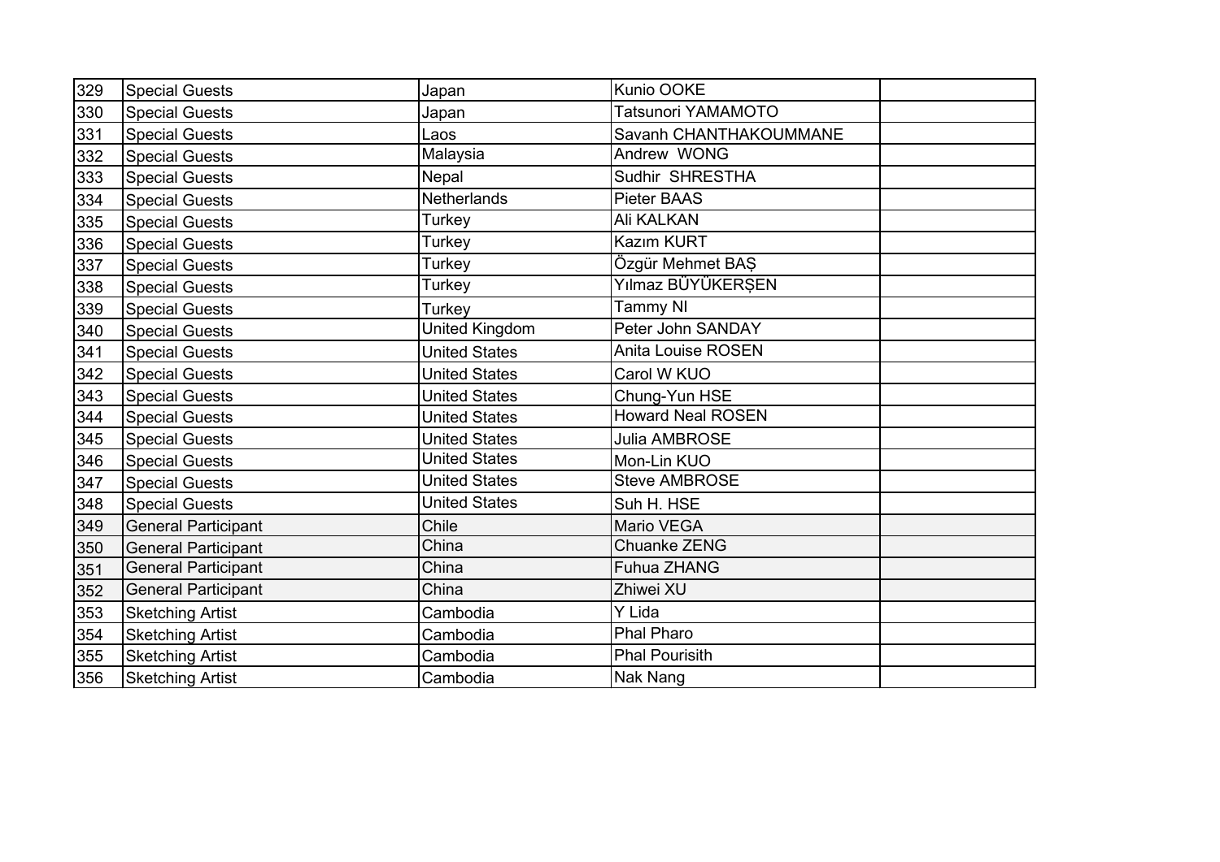| | | | | |
|---|---|---|---|---|
| 329 | Special Guests | Japan | Kunio OOKE | |
| 330 | Special Guests | Japan | Tatsunori YAMAMOTO | |
| 331 | Special Guests | Laos | Savanh CHANTHAKOUMMANE | |
| 332 | Special Guests | Malaysia | Andrew WONG | |
| 333 | Special Guests | Nepal | Sudhir SHRESTHA | |
| 334 | Special Guests | Netherlands | Pieter BAAS | |
| 335 | Special Guests | Turkey | Ali KALKAN | |
| 336 | Special Guests | Turkey | Kazım KURT | |
| 337 | Special Guests | Turkey | Özgür Mehmet BAŞ | |
| 338 | Special Guests | Turkey | Yılmaz BÜYÜKERŞEN | |
| 339 | Special Guests | Turkey | Tammy NI | |
| 340 | Special Guests | United Kingdom | Peter John SANDAY | |
| 341 | Special Guests | United States | Anita Louise ROSEN | |
| 342 | Special Guests | United States | Carol W KUO | |
| 343 | Special Guests | United States | Chung-Yun HSE | |
| 344 | Special Guests | United States | Howard Neal ROSEN | |
| 345 | Special Guests | United States | Julia AMBROSE | |
| 346 | Special Guests | United States | Mon-Lin KUO | |
| 347 | Special Guests | United States | Steve AMBROSE | |
| 348 | Special Guests | United States | Suh H. HSE | |
| 349 | General Participant | Chile | Mario VEGA | |
| 350 | General Participant | China | Chuanke ZENG | |
| 351 | General Participant | China | Fuhua ZHANG | |
| 352 | General Participant | China | Zhiwei XU | |
| 353 | Sketching Artist | Cambodia | Y Lida | |
| 354 | Sketching Artist | Cambodia | Phal Pharo | |
| 355 | Sketching Artist | Cambodia | Phal Pourisith | |
| 356 | Sketching Artist | Cambodia | Nak Nang | |